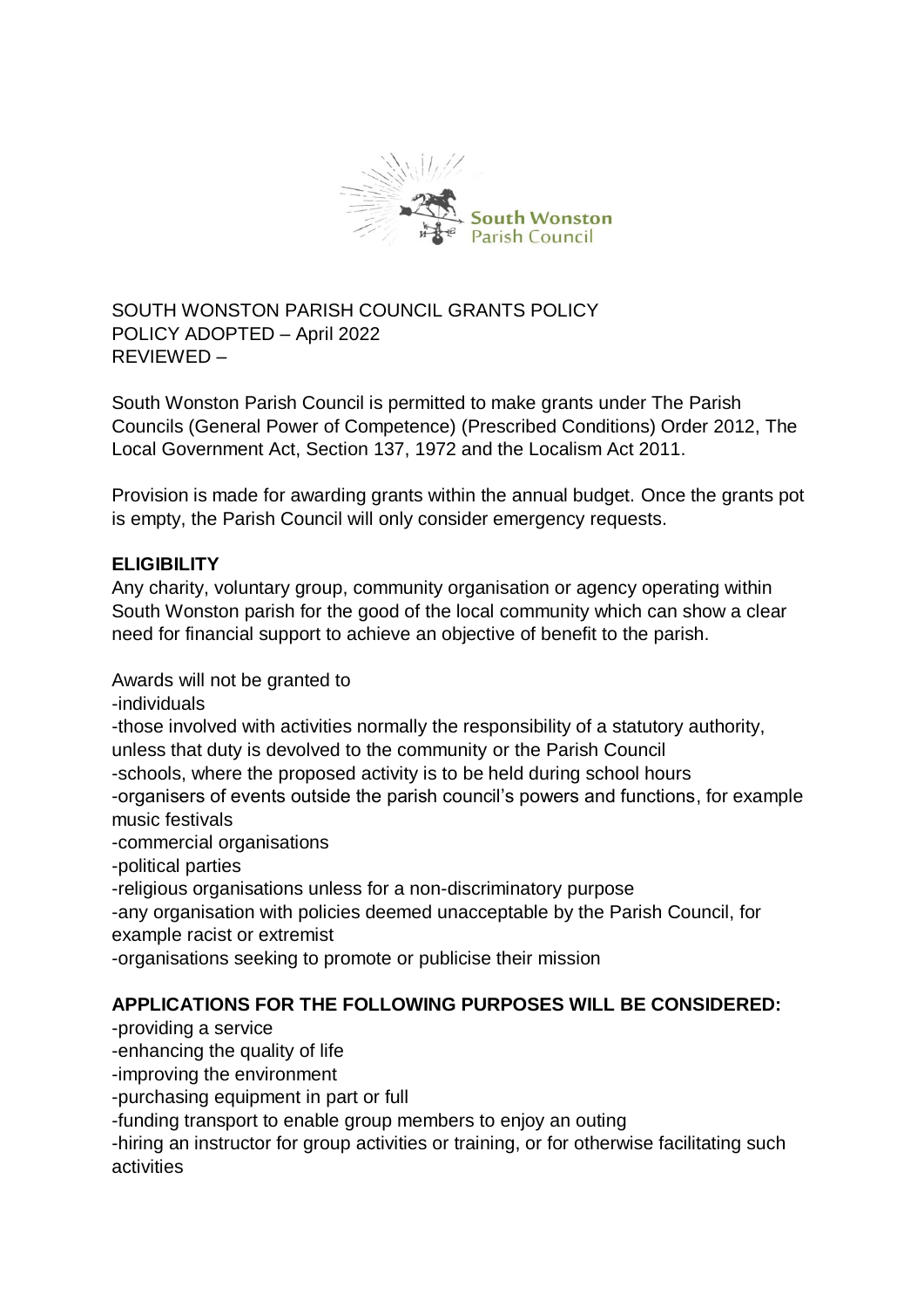SOUTH WONSTON PARISH COUNCIL GRANTS POLICY
POLICY ADOPTED – April 2022
REVIEWED –

South Wonston Parish Council is permitted to make grants under The Parish Councils (General Power of Competence) (Prescribed Conditions) Order 2012, The Local Government Act, Section 137, 1972 and the Localism Act 2011.

Provision is made for awarding grants within the annual budget. Once the grants pot is empty, the Parish Council will only consider emergency requests.

**ELIGIBILITY**

Any charity, voluntary group, community organisation or agency operating within South Wonston parish for the good of the local community which can show a clear need for financial support to achieve an objective of benefit to the parish.

Awards will not be granted to

- individuals
- those involved with activities normally the responsibility of a statutory authority, unless that duty is devolved to the community or the Parish Council
- schools, where the proposed activity is to be held during school hours
- organisers of events outside the parish council's powers and functions, for example music festivals
- commercial organisations
- political parties
- religious organisations unless for a non-discriminatory purpose
- any organisation with policies deemed unacceptable by the Parish Council, for example racist or extremist
- organisations seeking to promote or publicise their mission

**APPLICATIONS FOR THE FOLLOWING PURPOSES WILL BE CONSIDERED:**

- providing a service
- enhancing the quality of life
- improving the environment
- purchasing equipment in part or full
- funding transport to enable group members to enjoy an outing
- hiring an instructor for group activities or training, or for otherwise facilitating such activities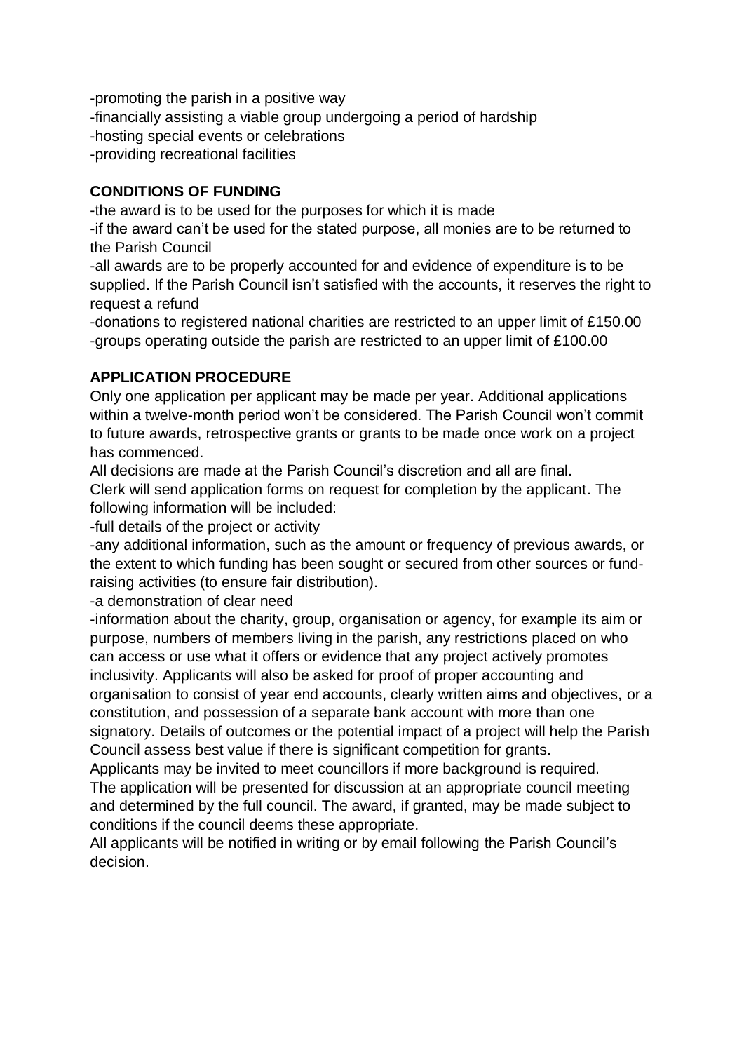-promoting the parish in a positive way
-financially assisting a viable group undergoing a period of hardship
-hosting special events or celebrations
-providing recreational facilities

**CONDITIONS OF FUNDING**

-the award is to be used for the purposes for which it is made
-if the award can't be used for the stated purpose, all monies are to be returned to the Parish Council
-all awards are to be properly accounted for and evidence of expenditure is to be supplied. If the Parish Council isn't satisfied with the accounts, it reserves the right to request a refund
-donations to registered national charities are restricted to an upper limit of £150.00
-groups operating outside the parish are restricted to an upper limit of £100.00

**APPLICATION PROCEDURE**

Only one application per applicant may be made per year. Additional applications within a twelve-month period won't be considered. The Parish Council won't commit to future awards, retrospective grants or grants to be made once work on a project has commenced.
All decisions are made at the Parish Council's discretion and all are final.
Clerk will send application forms on request for completion by the applicant. The following information will be included:
-full details of the project or activity
-any additional information, such as the amount or frequency of previous awards, or the extent to which funding has been sought or secured from other sources or fund-raising activities (to ensure fair distribution).
-a demonstration of clear need
-information about the charity, group, organisation or agency, for example its aim or purpose, numbers of members living in the parish, any restrictions placed on who can access or use what it offers or evidence that any project actively promotes inclusivity. Applicants will also be asked for proof of proper accounting and organisation to consist of year end accounts, clearly written aims and objectives, or a constitution, and possession of a separate bank account with more than one signatory. Details of outcomes or the potential impact of a project will help the Parish Council assess best value if there is significant competition for grants.
Applicants may be invited to meet councillors if more background is required.
The application will be presented for discussion at an appropriate council meeting and determined by the full council. The award, if granted, may be made subject to conditions if the council deems these appropriate.
All applicants will be notified in writing or by email following the Parish Council's decision.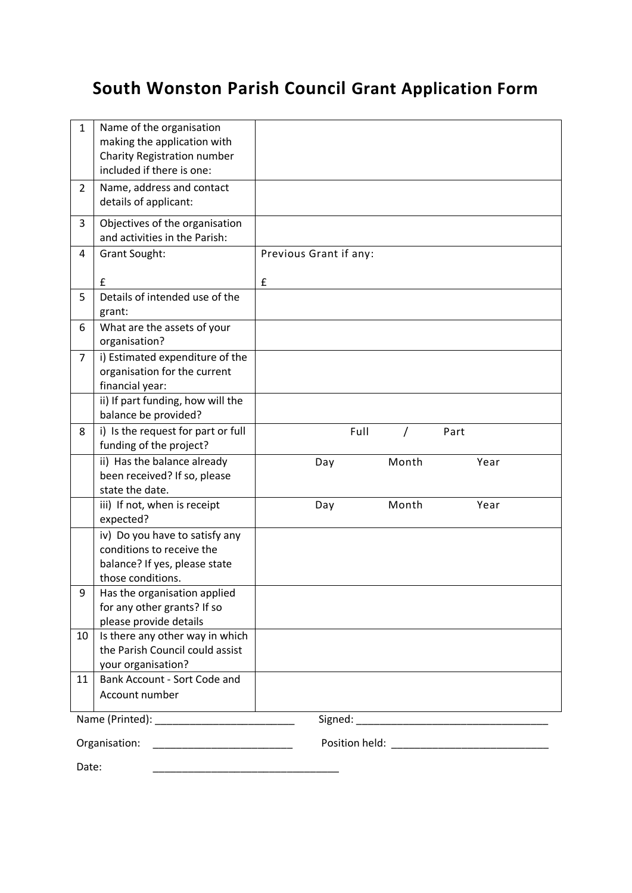# South Wonston Parish Council Grant Application Form

| | | |
|---|---|---|
| 1 | Name of the organisation making the application with Charity Registration number included if there is one: | |
| 2 | Name, address and contact details of applicant: | |
| 3 | Objectives of the organisation and activities in the Parish: | |
| 4 | Grant Sought:<br><br>£ | Previous Grant if any:<br><br>£ |
| 5 | Details of intended use of the grant: | |
| 6 | What are the assets of your organisation? | |
| 7 | i) Estimated expenditure of the organisation for the current financial year: | |
| | ii) If part funding, how will the balance be provided? | |
| 8 | i) Is the request for part or full funding of the project? | Full / Part |
| | ii) Has the balance already been received? If so, please state the date. | Day Month Year |
| | iii) If not, when is receipt expected? | Day Month Year |
| | iv) Do you have to satisfy any conditions to receive the balance? If yes, please state those conditions. | |
| 9 | Has the organisation applied for any other grants? If so please provide details | |
| 10 | Is there any other way in which the Parish Council could assist your organisation? | |
| 11 | Bank Account - Sort Code and Account number | |

Name (Printed): ________________________ Signed: _________________________________

Organisation: ________________________ Position held: ___________________________

Date: _______________________________